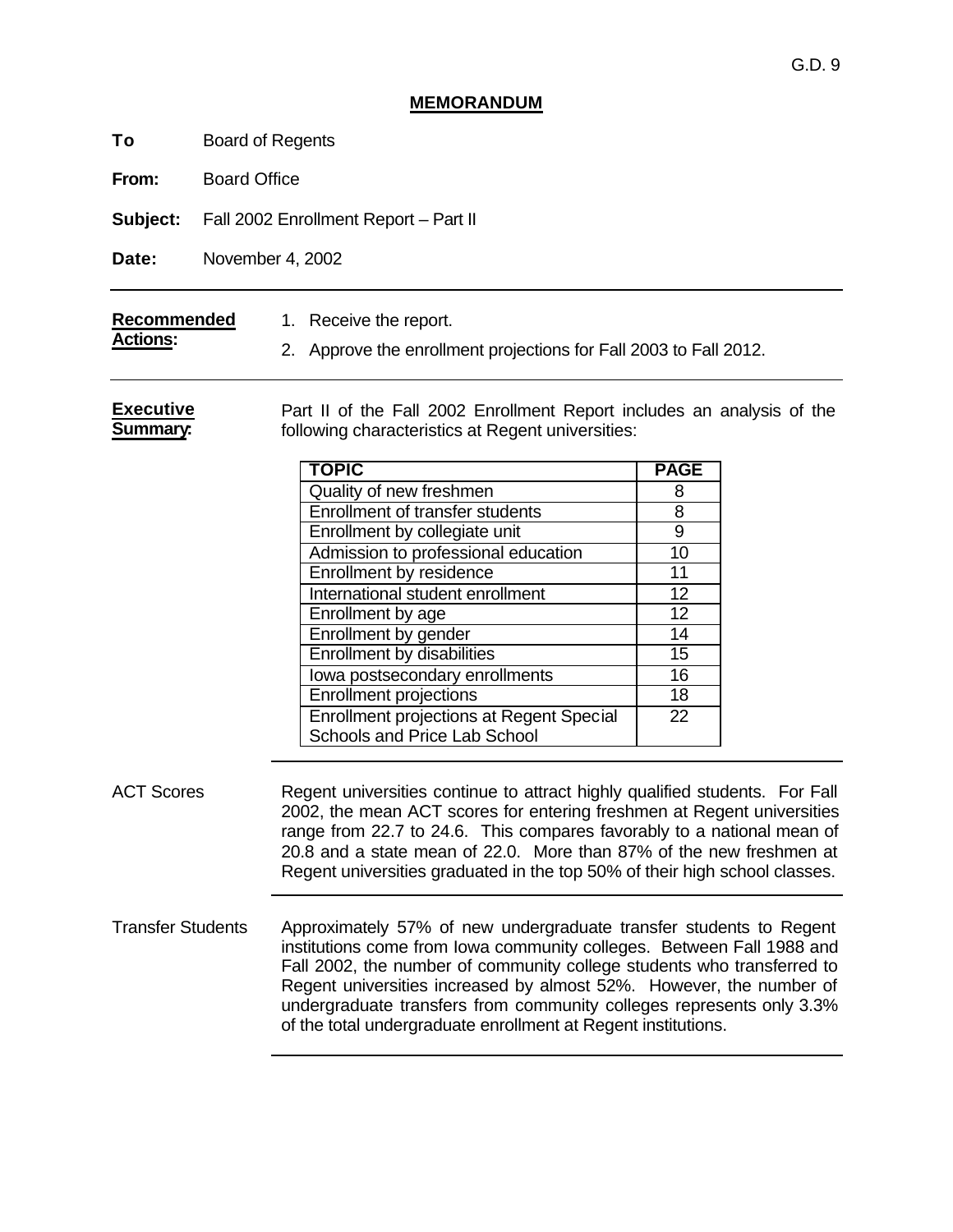G.D. 9

## MEMORANDUM

**To** Board of Regents

**From:** Board Office

**Subject:** Fall 2002 Enrollment Report – Part II

**Date:** November 4, 2002

---

**Recommended Actions:**

1. Receive the report.
2. Approve the enrollment projections for Fall 2003 to Fall 2012.

---

**Executive Summary:**

Part II of the Fall 2002 Enrollment Report includes an analysis of the following characteristics at Regent universities:

| TOPIC | PAGE |
|---|---|
| Quality of new freshmen | 8 |
| Enrollment of transfer students | 8 |
| Enrollment by collegiate unit | 9 |
| Admission to professional education | 10 |
| Enrollment by residence | 11 |
| International student enrollment | 12 |
| Enrollment by age | 12 |
| Enrollment by gender | 14 |
| Enrollment by disabilities | 15 |
| Iowa postsecondary enrollments | 16 |
| Enrollment projections | 18 |
| Enrollment projections at Regent Special Schools and Price Lab School | 22 |

---

ACT Scores

Regent universities continue to attract highly qualified students. For Fall 2002, the mean ACT scores for entering freshmen at Regent universities range from 22.7 to 24.6. This compares favorably to a national mean of 20.8 and a state mean of 22.0. More than 87% of the new freshmen at Regent universities graduated in the top 50% of their high school classes.

---

Transfer Students

Approximately 57% of new undergraduate transfer students to Regent institutions come from Iowa community colleges. Between Fall 1988 and Fall 2002, the number of community college students who transferred to Regent universities increased by almost 52%. However, the number of undergraduate transfers from community colleges represents only 3.3% of the total undergraduate enrollment at Regent institutions.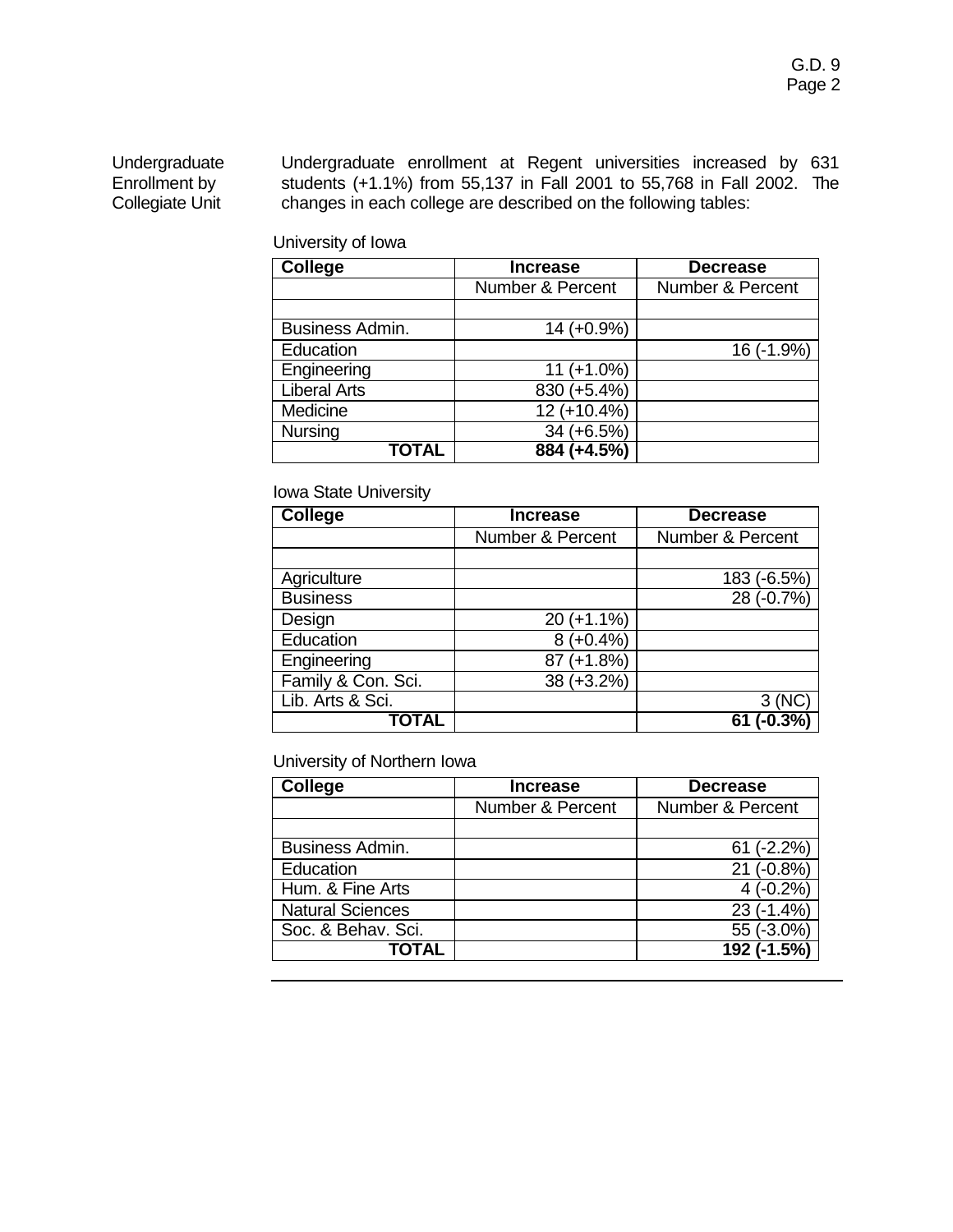Undergraduate Enrollment by Collegiate Unit

Undergraduate enrollment at Regent universities increased by 631 students (+1.1%) from 55,137 in Fall 2001 to 55,768 in Fall 2002. The changes in each college are described on the following tables:

University of Iowa

| College | Increase | Decrease |
|---|---|---|
| | Number & Percent | Number & Percent |
| | | |
| Business Admin. | 14 (+0.9%) | |
| Education | | 16 (-1.9%) |
| Engineering | 11 (+1.0%) | |
| Liberal Arts | 830 (+5.4%) | |
| Medicine | 12 (+10.4%) | |
| Nursing | 34 (+6.5%) | |
| **TOTAL** | **884 (+4.5%)** | |

Iowa State University

| College | Increase | Decrease |
|---|---|---|
| | Number & Percent | Number & Percent |
| | | |
| Agriculture | | 183 (-6.5%) |
| Business | | 28 (-0.7%) |
| Design | 20 (+1.1%) | |
| Education | 8 (+0.4%) | |
| Engineering | 87 (+1.8%) | |
| Family & Con. Sci. | 38 (+3.2%) | |
| Lib. Arts & Sci. | | 3 (NC) |
| **TOTAL** | | **61 (-0.3%)** |

University of Northern Iowa

| College | Increase | Decrease |
|---|---|---|
| | Number & Percent | Number & Percent |
| | | |
| Business Admin. | | 61 (-2.2%) |
| Education | | 21 (-0.8%) |
| Hum. & Fine Arts | | 4 (-0.2%) |
| Natural Sciences | | 23 (-1.4%) |
| Soc. & Behav. Sci. | | 55 (-3.0%) |
| **TOTAL** | | **192 (-1.5%)** |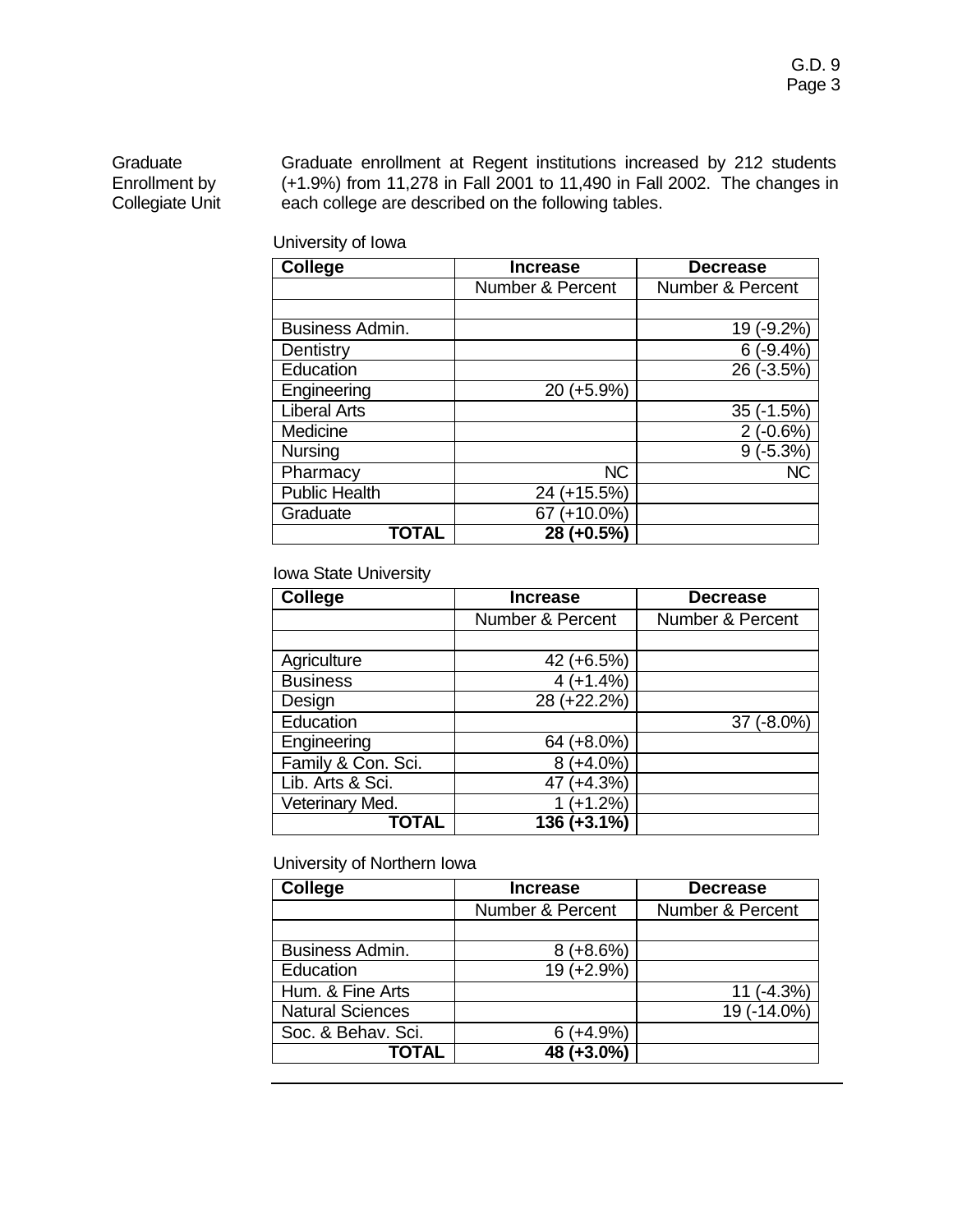Graduate Enrollment by Collegiate Unit

Graduate enrollment at Regent institutions increased by 212 students (+1.9%) from 11,278 in Fall 2001 to 11,490 in Fall 2002. The changes in each college are described on the following tables.

University of Iowa

| College | Increase | Decrease |
|---|---|---|
| | Number & Percent | Number & Percent |
| | | |
| Business Admin. | | 19 (-9.2%) |
| Dentistry | | 6 (-9.4%) |
| Education | | 26 (-3.5%) |
| Engineering | 20 (+5.9%) | |
| Liberal Arts | | 35 (-1.5%) |
| Medicine | | 2 (-0.6%) |
| Nursing | | 9 (-5.3%) |
| Pharmacy | NC | NC |
| Public Health | 24 (+15.5%) | |
| Graduate | 67 (+10.0%) | |
| **TOTAL** | **28 (+0.5%)** | |

Iowa State University

| College | Increase | Decrease |
|---|---|---|
| | Number & Percent | Number & Percent |
| | | |
| Agriculture | 42 (+6.5%) | |
| Business | 4 (+1.4%) | |
| Design | 28 (+22.2%) | |
| Education | | 37 (-8.0%) |
| Engineering | 64 (+8.0%) | |
| Family & Con. Sci. | 8 (+4.0%) | |
| Lib. Arts & Sci. | 47 (+4.3%) | |
| Veterinary Med. | 1 (+1.2%) | |
| **TOTAL** | **136 (+3.1%)** | |

University of Northern Iowa

| College | Increase | Decrease |
|---|---|---|
| | Number & Percent | Number & Percent |
| | | |
| Business Admin. | 8 (+8.6%) | |
| Education | 19 (+2.9%) | |
| Hum. & Fine Arts | | 11 (-4.3%) |
| Natural Sciences | | 19 (-14.0%) |
| Soc. & Behav. Sci. | 6 (+4.9%) | |
| **TOTAL** | **48 (+3.0%)** | |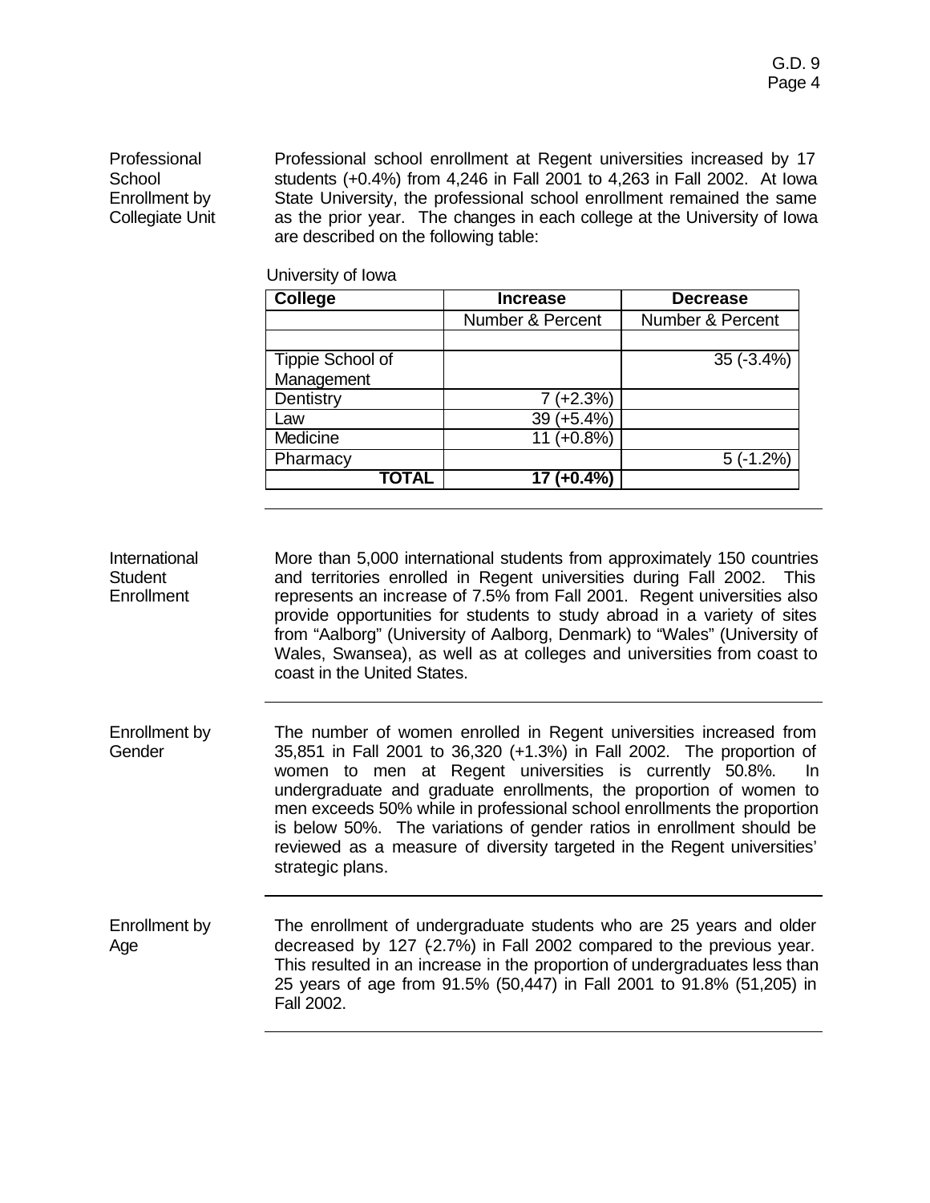## Professional School Enrollment by Collegiate Unit

Professional school enrollment at Regent universities increased by 17 students (+0.4%) from 4,246 in Fall 2001 to 4,263 in Fall 2002. At Iowa State University, the professional school enrollment remained the same as the prior year. The changes in each college at the University of Iowa are described on the following table:

University of Iowa

| College | Increase | Decrease |
|---|---|---|
| | Number & Percent | Number & Percent |
| | | |
| Tippie School of Management | | 35 (-3.4%) |
| Dentistry | 7 (+2.3%) | |
| Law | 39 (+5.4%) | |
| Medicine | 11 (+0.8%) | |
| Pharmacy | | 5 (-1.2%) |
| **TOTAL** | **17 (+0.4%)** | |

## International Student Enrollment

More than 5,000 international students from approximately 150 countries and territories enrolled in Regent universities during Fall 2002. This represents an increase of 7.5% from Fall 2001. Regent universities also provide opportunities for students to study abroad in a variety of sites from "Aalborg" (University of Aalborg, Denmark) to "Wales" (University of Wales, Swansea), as well as at colleges and universities from coast to coast in the United States.

## Enrollment by Gender

The number of women enrolled in Regent universities increased from 35,851 in Fall 2001 to 36,320 (+1.3%) in Fall 2002. The proportion of women to men at Regent universities is currently 50.8%. In undergraduate and graduate enrollments, the proportion of women to men exceeds 50% while in professional school enrollments the proportion is below 50%. The variations of gender ratios in enrollment should be reviewed as a measure of diversity targeted in the Regent universities' strategic plans.

## Enrollment by Age

The enrollment of undergraduate students who are 25 years and older decreased by 127 (-2.7%) in Fall 2002 compared to the previous year. This resulted in an increase in the proportion of undergraduates less than 25 years of age from 91.5% (50,447) in Fall 2001 to 91.8% (51,205) in Fall 2002.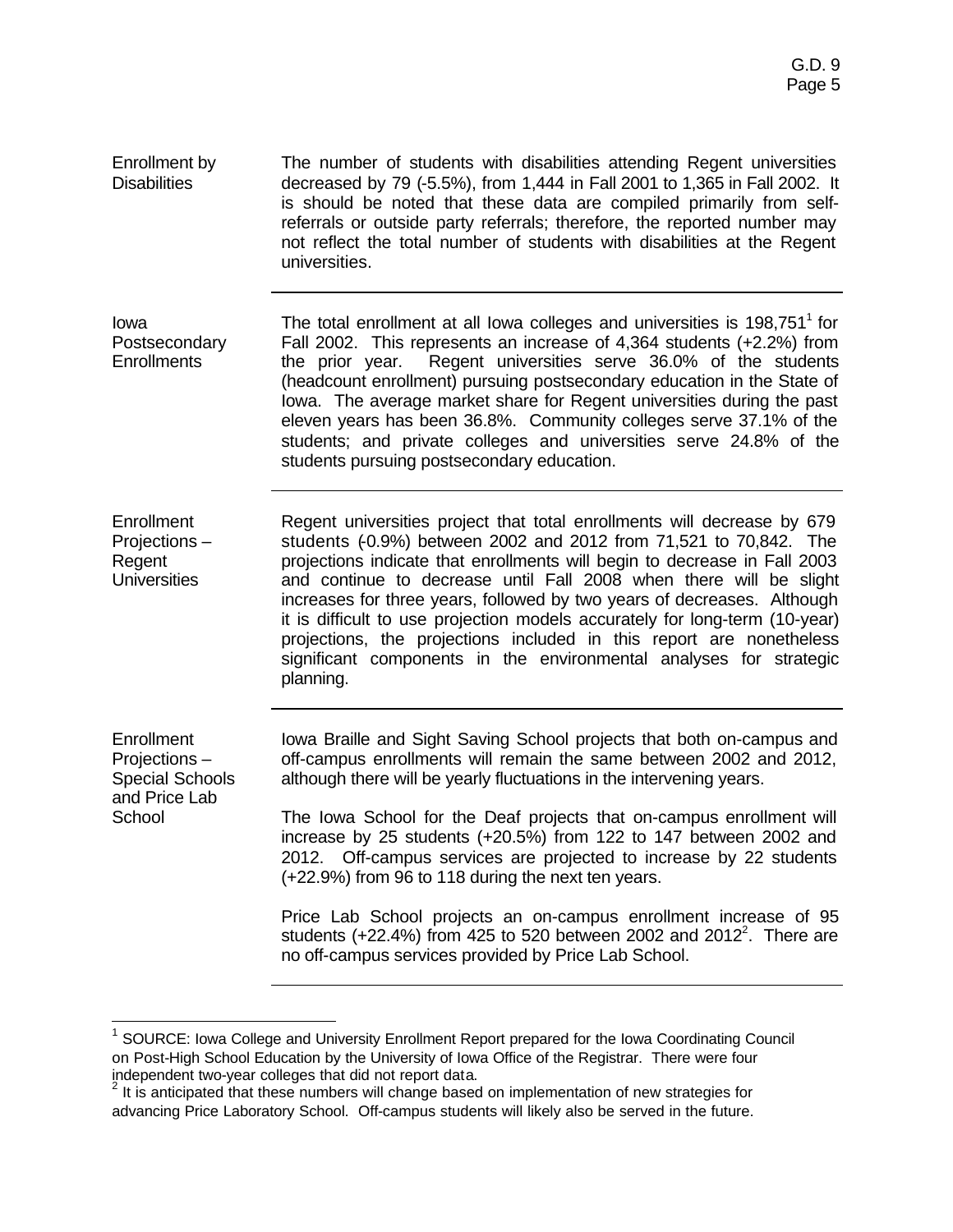**Enrollment by Disabilities**

The number of students with disabilities attending Regent universities decreased by 79 (-5.5%), from 1,444 in Fall 2001 to 1,365 in Fall 2002. It is should be noted that these data are compiled primarily from self-referrals or outside party referrals; therefore, the reported number may not reflect the total number of students with disabilities at the Regent universities.

---

**Iowa Postsecondary Enrollments**

The total enrollment at all Iowa colleges and universities is 198,751[1] for Fall 2002. This represents an increase of 4,364 students (+2.2%) from the prior year. Regent universities serve 36.0% of the students (headcount enrollment) pursuing postsecondary education in the State of Iowa. The average market share for Regent universities during the past eleven years has been 36.8%. Community colleges serve 37.1% of the students; and private colleges and universities serve 24.8% of the students pursuing postsecondary education.

---

**Enrollment Projections – Regent Universities**

Regent universities project that total enrollments will decrease by 679 students (-0.9%) between 2002 and 2012 from 71,521 to 70,842. The projections indicate that enrollments will begin to decrease in Fall 2003 and continue to decrease until Fall 2008 when there will be slight increases for three years, followed by two years of decreases. Although it is difficult to use projection models accurately for long-term (10-year) projections, the projections included in this report are nonetheless significant components in the environmental analyses for strategic planning.

---

**Enrollment Projections – Special Schools and Price Lab School**

Iowa Braille and Sight Saving School projects that both on-campus and off-campus enrollments will remain the same between 2002 and 2012, although there will be yearly fluctuations in the intervening years.

The Iowa School for the Deaf projects that on-campus enrollment will increase by 25 students (+20.5%) from 122 to 147 between 2002 and 2012. Off-campus services are projected to increase by 22 students (+22.9%) from 96 to 118 during the next ten years.

Price Lab School projects an on-campus enrollment increase of 95 students (+22.4%) from 425 to 520 between 2002 and 2012[2]. There are no off-campus services provided by Price Lab School.

---

[1] SOURCE: Iowa College and University Enrollment Report prepared for the Iowa Coordinating Council on Post-High School Education by the University of Iowa Office of the Registrar. There were four independent two-year colleges that did not report data.

[2] It is anticipated that these numbers will change based on implementation of new strategies for advancing Price Laboratory School. Off-campus students will likely also be served in the future.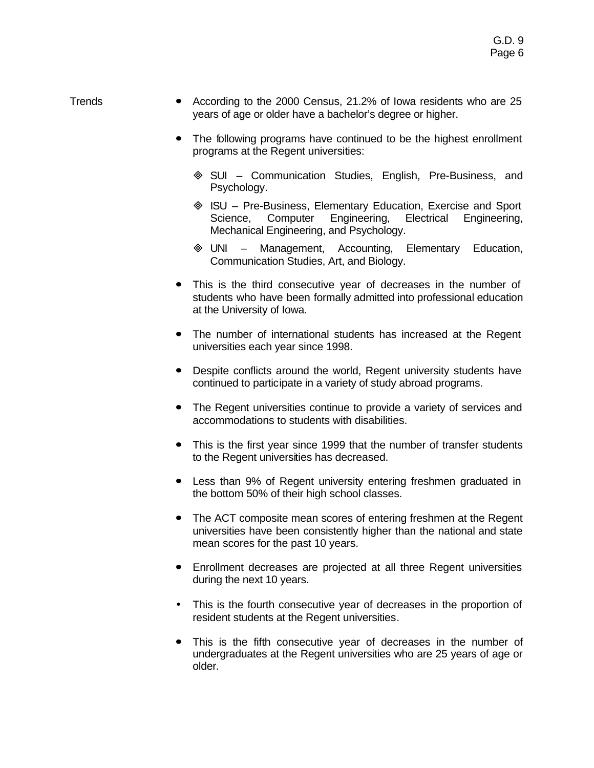Trends

- According to the 2000 Census, 21.2% of Iowa residents who are 25 years of age or older have a bachelor's degree or higher.
- The following programs have continued to be the highest enrollment programs at the Regent universities:
  - SUI – Communication Studies, English, Pre-Business, and Psychology.
  - ISU – Pre-Business, Elementary Education, Exercise and Sport Science, Computer Engineering, Electrical Engineering, Mechanical Engineering, and Psychology.
  - UNI – Management, Accounting, Elementary Education, Communication Studies, Art, and Biology.
- This is the third consecutive year of decreases in the number of students who have been formally admitted into professional education at the University of Iowa.
- The number of international students has increased at the Regent universities each year since 1998.
- Despite conflicts around the world, Regent university students have continued to participate in a variety of study abroad programs.
- The Regent universities continue to provide a variety of services and accommodations to students with disabilities.
- This is the first year since 1999 that the number of transfer students to the Regent universities has decreased.
- Less than 9% of Regent university entering freshmen graduated in the bottom 50% of their high school classes.
- The ACT composite mean scores of entering freshmen at the Regent universities have been consistently higher than the national and state mean scores for the past 10 years.
- Enrollment decreases are projected at all three Regent universities during the next 10 years.
- This is the fourth consecutive year of decreases in the proportion of resident students at the Regent universities.
- This is the fifth consecutive year of decreases in the number of undergraduates at the Regent universities who are 25 years of age or older.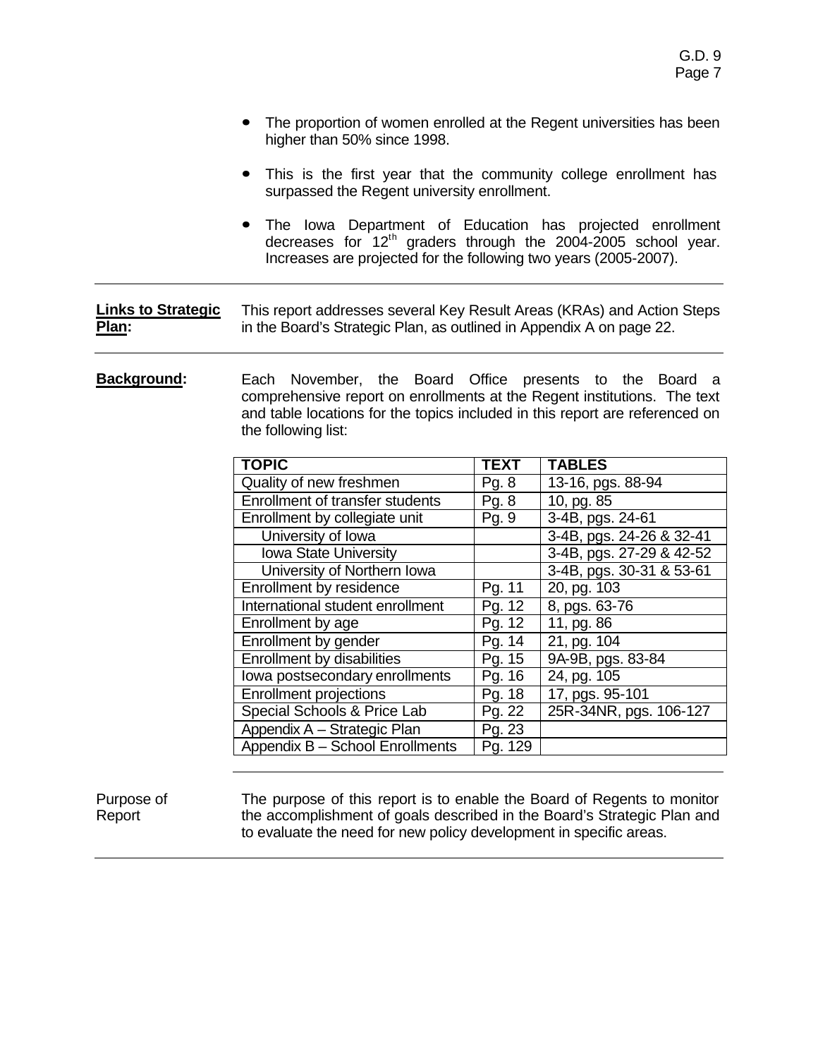- The proportion of women enrolled at the Regent universities has been higher than 50% since 1998.

- This is the first year that the community college enrollment has surpassed the Regent university enrollment.

- The Iowa Department of Education has projected enrollment decreases for 12[th] graders through the 2004-2005 school year. Increases are projected for the following two years (2005-2007).

---

**Links to Strategic Plan:** This report addresses several Key Result Areas (KRAs) and Action Steps in the Board's Strategic Plan, as outlined in Appendix A on page 22.

---

**Background:** Each November, the Board Office presents to the Board a comprehensive report on enrollments at the Regent institutions. The text and table locations for the topics included in this report are referenced on the following list:

| TOPIC | TEXT | TABLES |
|---|---|---|
| Quality of new freshmen | Pg. 8 | 13-16, pgs. 88-94 |
| Enrollment of transfer students | Pg. 8 | 10, pg. 85 |
| Enrollment by collegiate unit | Pg. 9 | 3-4B, pgs. 24-61 |
| University of Iowa | | 3-4B, pgs. 24-26 & 32-41 |
| Iowa State University | | 3-4B, pgs. 27-29 & 42-52 |
| University of Northern Iowa | | 3-4B, pgs. 30-31 & 53-61 |
| Enrollment by residence | Pg. 11 | 20, pg. 103 |
| International student enrollment | Pg. 12 | 8, pgs. 63-76 |
| Enrollment by age | Pg. 12 | 11, pg. 86 |
| Enrollment by gender | Pg. 14 | 21, pg. 104 |
| Enrollment by disabilities | Pg. 15 | 9A-9B, pgs. 83-84 |
| Iowa postsecondary enrollments | Pg. 16 | 24, pg. 105 |
| Enrollment projections | Pg. 18 | 17, pgs. 95-101 |
| Special Schools & Price Lab | Pg. 22 | 25R-34NR, pgs. 106-127 |
| Appendix A – Strategic Plan | Pg. 23 | |
| Appendix B – School Enrollments | Pg. 129 | |

---

Purpose of Report: The purpose of this report is to enable the Board of Regents to monitor the accomplishment of goals described in the Board's Strategic Plan and to evaluate the need for new policy development in specific areas.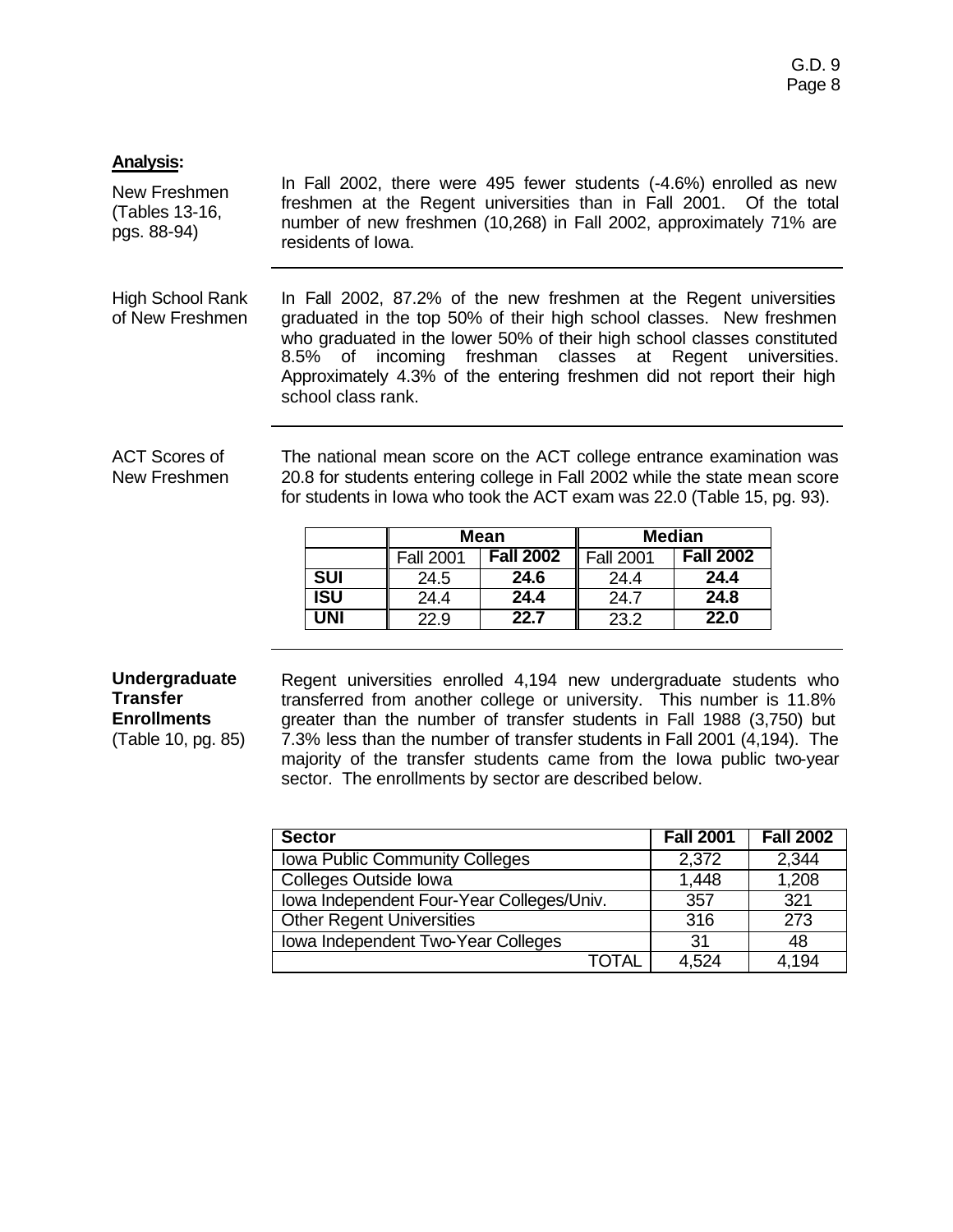**Analysis:**

New Freshmen (Tables 13-16, pgs. 88-94)

In Fall 2002, there were 495 fewer students (-4.6%) enrolled as new freshmen at the Regent universities than in Fall 2001. Of the total number of new freshmen (10,268) in Fall 2002, approximately 71% are residents of Iowa.

---

High School Rank of New Freshmen

In Fall 2002, 87.2% of the new freshmen at the Regent universities graduated in the top 50% of their high school classes. New freshmen who graduated in the lower 50% of their high school classes constituted 8.5% of incoming freshman classes at Regent universities. Approximately 4.3% of the entering freshmen did not report their high school class rank.

---

ACT Scores of New Freshmen

The national mean score on the ACT college entrance examination was 20.8 for students entering college in Fall 2002 while the state mean score for students in Iowa who took the ACT exam was 22.0 (Table 15, pg. 93).

| | **Mean** | | **Median** | |
|---|---|---|---|---|
| | Fall 2001 | **Fall 2002** | Fall 2001 | **Fall 2002** |
| **SUI** | 24.5 | **24.6** | 24.4 | **24.4** |
| **ISU** | 24.4 | **24.4** | 24.7 | **24.8** |
| **UNI** | 22.9 | **22.7** | 23.2 | **22.0** |

---

**Undergraduate Transfer Enrollments** (Table 10, pg. 85)

Regent universities enrolled 4,194 new undergraduate students who transferred from another college or university. This number is 11.8% greater than the number of transfer students in Fall 1988 (3,750) but 7.3% less than the number of transfer students in Fall 2001 (4,194). The majority of the transfer students came from the Iowa public two-year sector. The enrollments by sector are described below.

| **Sector** | **Fall 2001** | **Fall 2002** |
|---|---|---|
| Iowa Public Community Colleges | 2,372 | 2,344 |
| Colleges Outside Iowa | 1,448 | 1,208 |
| Iowa Independent Four-Year Colleges/Univ. | 357 | 321 |
| Other Regent Universities | 316 | 273 |
| Iowa Independent Two-Year Colleges | 31 | 48 |
| TOTAL | 4,524 | 4,194 |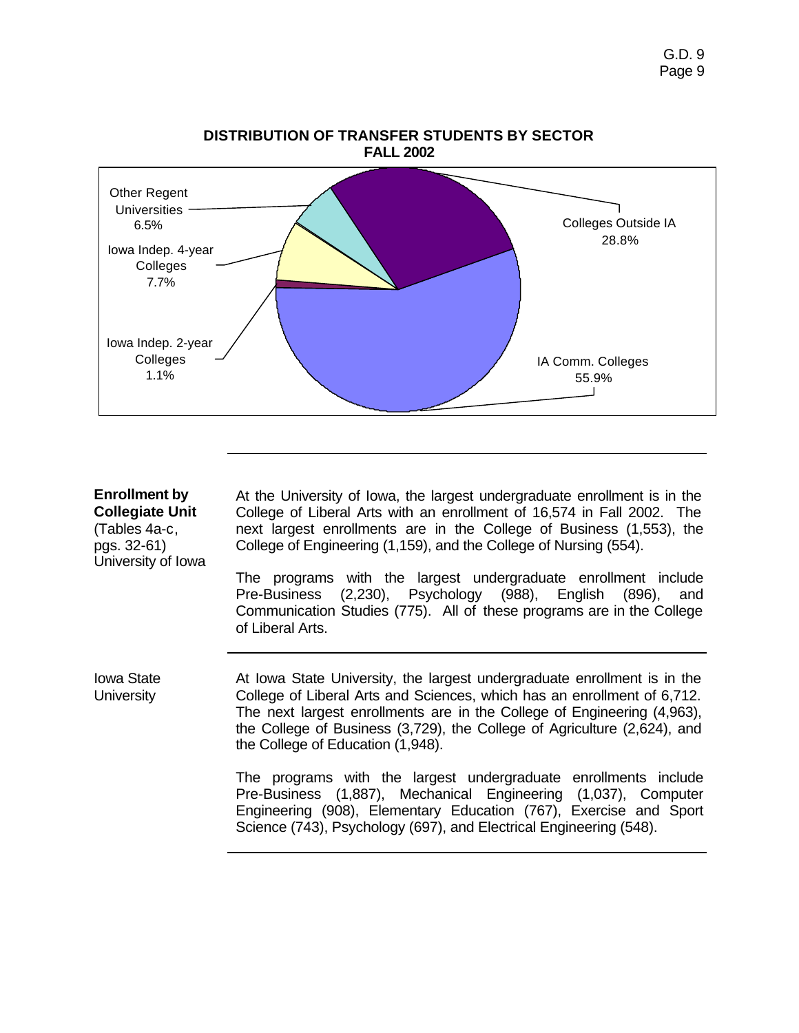**DISTRIBUTION OF TRANSFER STUDENTS BY SECTOR**
**FALL 2002**

| Sector | Percent |
|---|---|
| Other Regent Universities | 6.5% |
| Iowa Indep. 4-year Colleges | 7.7% |
| Iowa Indep. 2-year Colleges | 1.1% |
| Colleges Outside IA | 28.8% |
| IA Comm. Colleges | 55.9% |

---

**Enrollment by Collegiate Unit** (Tables 4a-c, pgs. 32-61) University of Iowa

At the University of Iowa, the largest undergraduate enrollment is in the College of Liberal Arts with an enrollment of 16,574 in Fall 2002. The next largest enrollments are in the College of Business (1,553), the College of Engineering (1,159), and the College of Nursing (554).

The programs with the largest undergraduate enrollment include Pre-Business (2,230), Psychology (988), English (896), and Communication Studies (775). All of these programs are in the College of Liberal Arts.

---

Iowa State University

At Iowa State University, the largest undergraduate enrollment is in the College of Liberal Arts and Sciences, which has an enrollment of 6,712. The next largest enrollments are in the College of Engineering (4,963), the College of Business (3,729), the College of Agriculture (2,624), and the College of Education (1,948).

The programs with the largest undergraduate enrollments include Pre-Business (1,887), Mechanical Engineering (1,037), Computer Engineering (908), Elementary Education (767), Exercise and Sport Science (743), Psychology (697), and Electrical Engineering (548).

---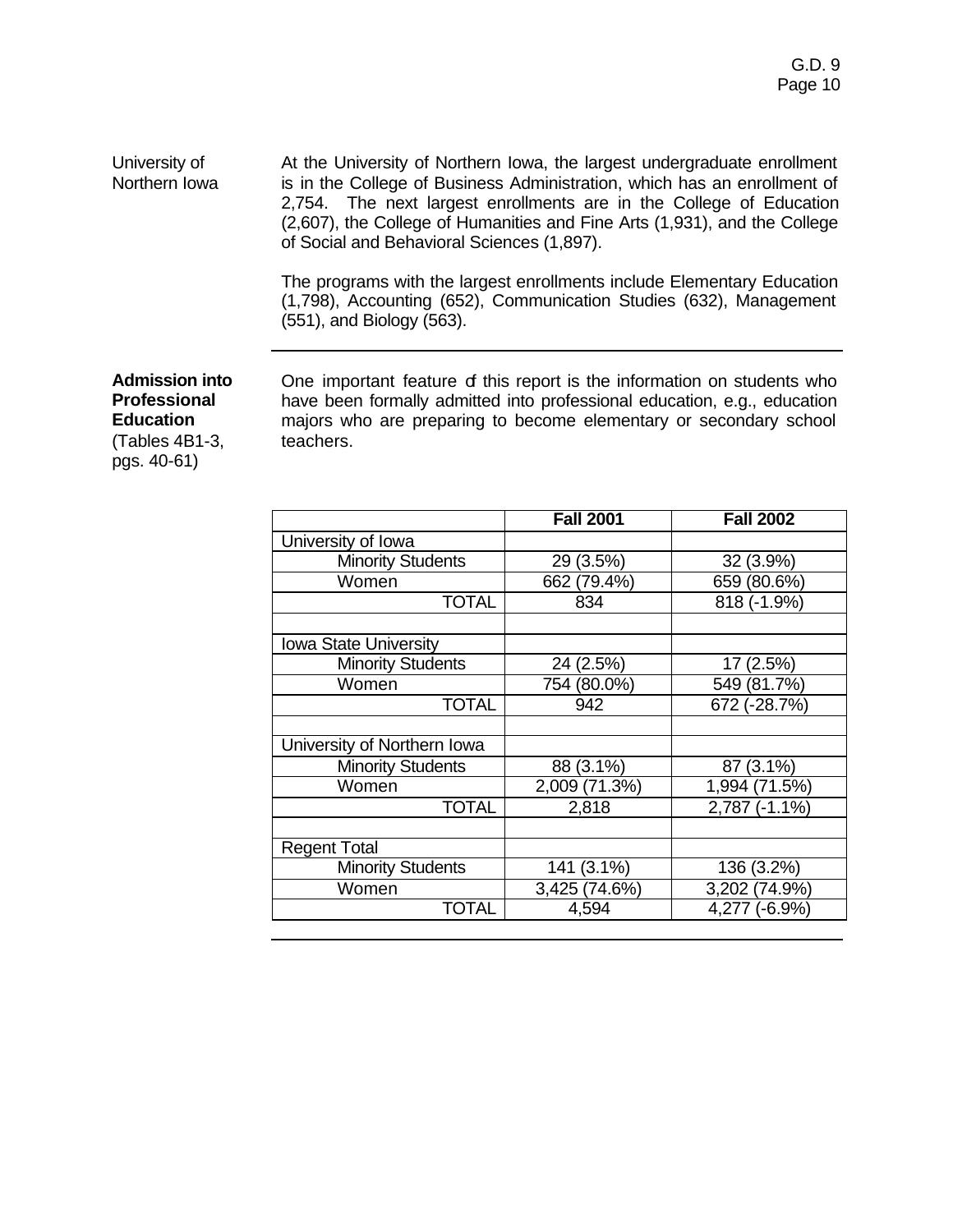**University of Northern Iowa**

At the University of Northern Iowa, the largest undergraduate enrollment is in the College of Business Administration, which has an enrollment of 2,754. The next largest enrollments are in the College of Education (2,607), the College of Humanities and Fine Arts (1,931), and the College of Social and Behavioral Sciences (1,897).

The programs with the largest enrollments include Elementary Education (1,798), Accounting (652), Communication Studies (632), Management (551), and Biology (563).

---

**Admission into Professional Education**
(Tables 4B1-3, pgs. 40-61)

One important feature of this report is the information on students who have been formally admitted into professional education, e.g., education majors who are preparing to become elementary or secondary school teachers.

| | Fall 2001 | Fall 2002 |
|---|---|---|
| University of Iowa | | |
| Minority Students | 29 (3.5%) | 32 (3.9%) |
| Women | 662 (79.4%) | 659 (80.6%) |
| TOTAL | 834 | 818 (-1.9%) |
| | | |
| Iowa State University | | |
| Minority Students | 24 (2.5%) | 17 (2.5%) |
| Women | 754 (80.0%) | 549 (81.7%) |
| TOTAL | 942 | 672 (-28.7%) |
| | | |
| University of Northern Iowa | | |
| Minority Students | 88 (3.1%) | 87 (3.1%) |
| Women | 2,009 (71.3%) | 1,994 (71.5%) |
| TOTAL | 2,818 | 2,787 (-1.1%) |
| | | |
| Regent Total | | |
| Minority Students | 141 (3.1%) | 136 (3.2%) |
| Women | 3,425 (74.6%) | 3,202 (74.9%) |
| TOTAL | 4,594 | 4,277 (-6.9%) |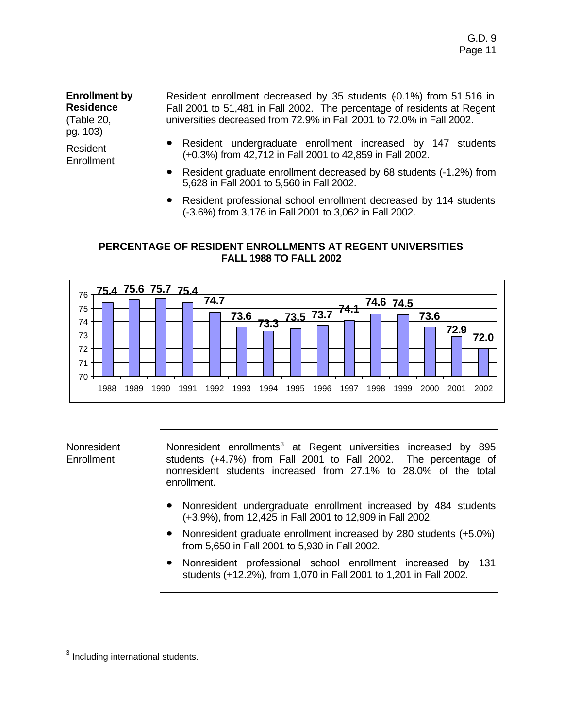## Enrollment by Residence

(Table 20, pg. 103)

### Resident Enrollment

Resident enrollment decreased by 35 students (-0.1%) from 51,516 in Fall 2001 to 51,481 in Fall 2002. The percentage of residents at Regent universities decreased from 72.9% in Fall 2001 to 72.0% in Fall 2002.

- Resident undergraduate enrollment increased by 147 students (+0.3%) from 42,712 in Fall 2001 to 42,859 in Fall 2002.
- Resident graduate enrollment decreased by 68 students (-1.2%) from 5,628 in Fall 2001 to 5,560 in Fall 2002.
- Resident professional school enrollment decreased by 114 students (-3.6%) from 3,176 in Fall 2001 to 3,062 in Fall 2002.

**PERCENTAGE OF RESIDENT ENROLLMENTS AT REGENT UNIVERSITIES FALL 1988 TO FALL 2002**

| Year | 1988 | 1989 | 1990 | 1991 | 1992 | 1993 | 1994 | 1995 | 1996 | 1997 | 1998 | 1999 | 2000 | 2001 | 2002 |
|---|---|---|---|---|---|---|---|---|---|---|---|---|---|---|---|
| Percent | 75.4 | 75.6 | 75.7 | 75.4 | 74.7 | 73.6 | 73.3 | 73.5 | 73.7 | 74.1 | 74.6 | 74.5 | 73.6 | 72.9 | 72.0 |

### Nonresident Enrollment

Nonresident enrollments[3] at Regent universities increased by 895 students (+4.7%) from Fall 2001 to Fall 2002. The percentage of nonresident students increased from 27.1% to 28.0% of the total enrollment.

- Nonresident undergraduate enrollment increased by 484 students (+3.9%), from 12,425 in Fall 2001 to 12,909 in Fall 2002.
- Nonresident graduate enrollment increased by 280 students (+5.0%) from 5,650 in Fall 2001 to 5,930 in Fall 2002.
- Nonresident professional school enrollment increased by 131 students (+12.2%), from 1,070 in Fall 2001 to 1,201 in Fall 2002.

[3] Including international students.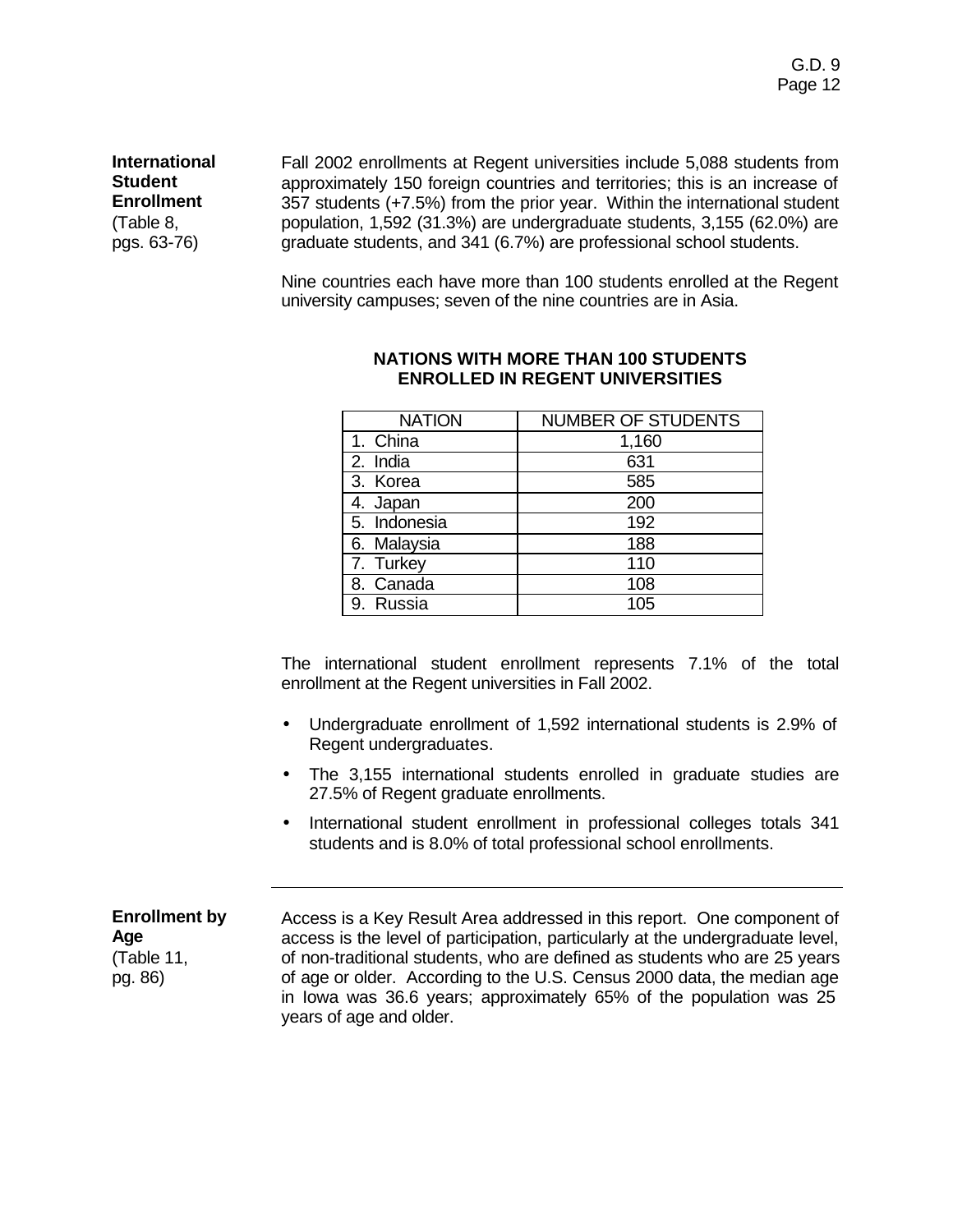**International Student Enrollment**
(Table 8, pgs. 63-76)

Fall 2002 enrollments at Regent universities include 5,088 students from approximately 150 foreign countries and territories; this is an increase of 357 students (+7.5%) from the prior year. Within the international student population, 1,592 (31.3%) are undergraduate students, 3,155 (62.0%) are graduate students, and 341 (6.7%) are professional school students.

Nine countries each have more than 100 students enrolled at the Regent university campuses; seven of the nine countries are in Asia.

**NATIONS WITH MORE THAN 100 STUDENTS ENROLLED IN REGENT UNIVERSITIES**

| NATION | NUMBER OF STUDENTS |
|---|---|
| 1. China | 1,160 |
| 2. India | 631 |
| 3. Korea | 585 |
| 4. Japan | 200 |
| 5. Indonesia | 192 |
| 6. Malaysia | 188 |
| 7. Turkey | 110 |
| 8. Canada | 108 |
| 9. Russia | 105 |

The international student enrollment represents 7.1% of the total enrollment at the Regent universities in Fall 2002.

- Undergraduate enrollment of 1,592 international students is 2.9% of Regent undergraduates.
- The 3,155 international students enrolled in graduate studies are 27.5% of Regent graduate enrollments.
- International student enrollment in professional colleges totals 341 students and is 8.0% of total professional school enrollments.

---

**Enrollment by Age**
(Table 11, pg. 86)

Access is a Key Result Area addressed in this report. One component of access is the level of participation, particularly at the undergraduate level, of non-traditional students, who are defined as students who are 25 years of age or older. According to the U.S. Census 2000 data, the median age in Iowa was 36.6 years; approximately 65% of the population was 25 years of age and older.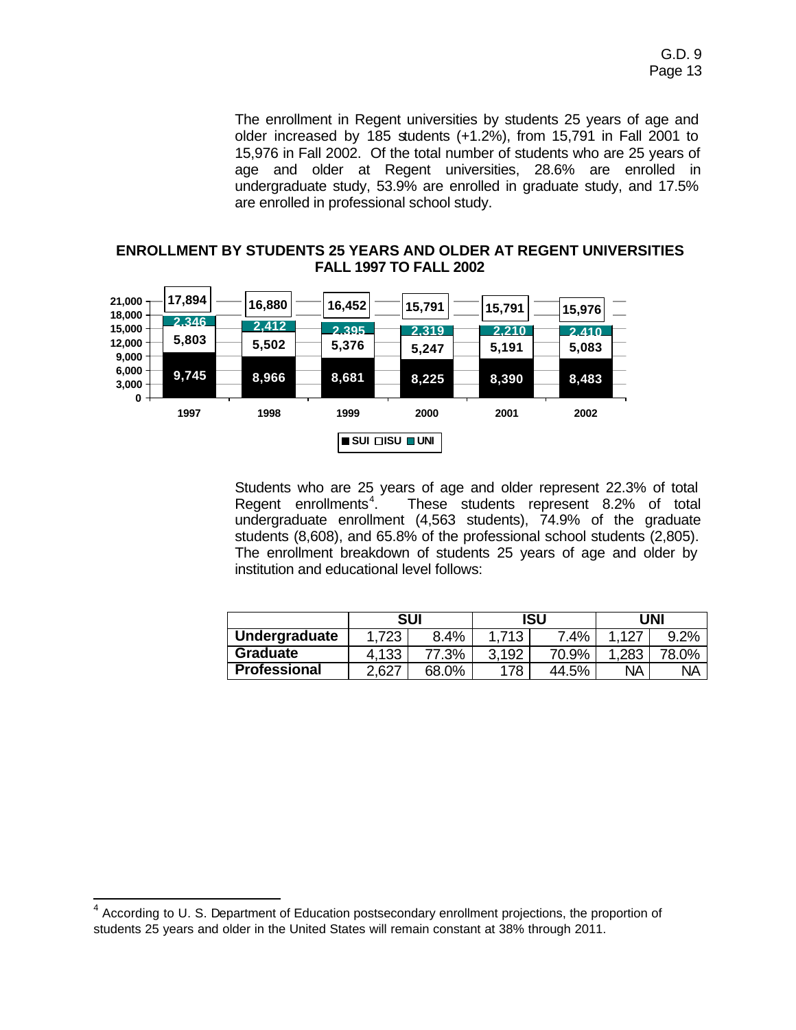The enrollment in Regent universities by students 25 years of age and older increased by 185 students (+1.2%), from 15,791 in Fall 2001 to 15,976 in Fall 2002. Of the total number of students who are 25 years of age and older at Regent universities, 28.6% are enrolled in undergraduate study, 53.9% are enrolled in graduate study, and 17.5% are enrolled in professional school study.

**ENROLLMENT BY STUDENTS 25 YEARS AND OLDER AT REGENT UNIVERSITIES FALL 1997 TO FALL 2002**

| | 1997 | 1998 | 1999 | 2000 | 2001 | 2002 |
|---|---|---|---|---|---|---|
| SUI | 9,745 | 8,966 | 8,681 | 8,225 | 8,390 | 8,483 |
| ISU | 5,803 | 5,502 | 5,376 | 5,247 | 5,191 | 5,083 |
| UNI | 2,346 | 2,412 | 2,395 | 2,319 | 2,210 | 2,410 |
| Total | 17,894 | 16,880 | 16,452 | 15,791 | 15,791 | 15,976 |

Students who are 25 years of age and older represent 22.3% of total Regent enrollments[4]. These students represent 8.2% of total undergraduate enrollment (4,563 students), 74.9% of the graduate students (8,608), and 65.8% of the professional school students (2,805). The enrollment breakdown of students 25 years of age and older by institution and educational level follows:

| | SUI | | ISU | | UNI | |
|---|---|---|---|---|---|---|
| **Undergraduate** | 1,723 | 8.4% | 1,713 | 7.4% | 1,127 | 9.2% |
| **Graduate** | 4,133 | 77.3% | 3,192 | 70.9% | 1,283 | 78.0% |
| **Professional** | 2,627 | 68.0% | 178 | 44.5% | NA | NA |

[4] According to U. S. Department of Education postsecondary enrollment projections, the proportion of students 25 years and older in the United States will remain constant at 38% through 2011.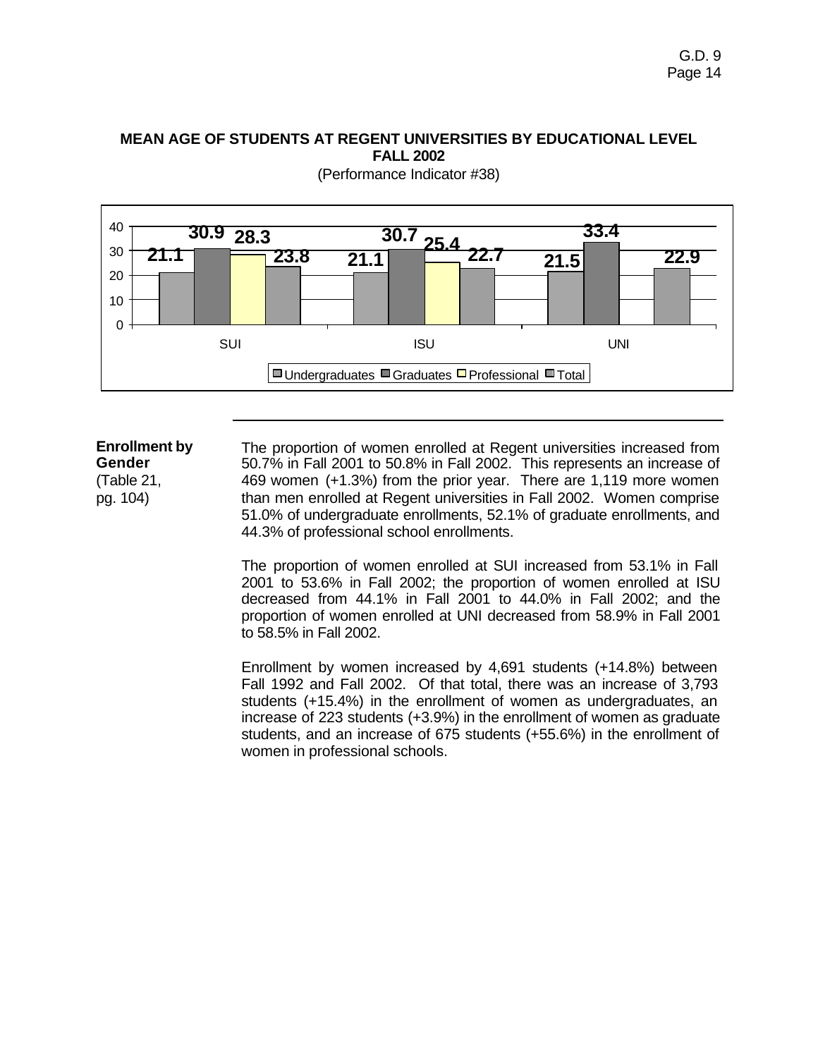### MEAN AGE OF STUDENTS AT REGENT UNIVERSITIES BY EDUCATIONAL LEVEL FALL 2002

(Performance Indicator #38)

| | Undergraduates | Graduates | Professional | Total |
|---|---|---|---|---|
| SUI | 21.1 | 30.9 | 28.3 | 23.8 |
| ISU | 21.1 | 30.7 | 25.4 | 22.7 |
| UNI | 21.5 | 33.4 | | 22.9 |

**Enrollment by Gender**
(Table 21, pg. 104)

The proportion of women enrolled at Regent universities increased from 50.7% in Fall 2001 to 50.8% in Fall 2002. This represents an increase of 469 women (+1.3%) from the prior year. There are 1,119 more women than men enrolled at Regent universities in Fall 2002. Women comprise 51.0% of undergraduate enrollments, 52.1% of graduate enrollments, and 44.3% of professional school enrollments.

The proportion of women enrolled at SUI increased from 53.1% in Fall 2001 to 53.6% in Fall 2002; the proportion of women enrolled at ISU decreased from 44.1% in Fall 2001 to 44.0% in Fall 2002; and the proportion of women enrolled at UNI decreased from 58.9% in Fall 2001 to 58.5% in Fall 2002.

Enrollment by women increased by 4,691 students (+14.8%) between Fall 1992 and Fall 2002. Of that total, there was an increase of 3,793 students (+15.4%) in the enrollment of women as undergraduates, an increase of 223 students (+3.9%) in the enrollment of women as graduate students, and an increase of 675 students (+55.6%) in the enrollment of women in professional schools.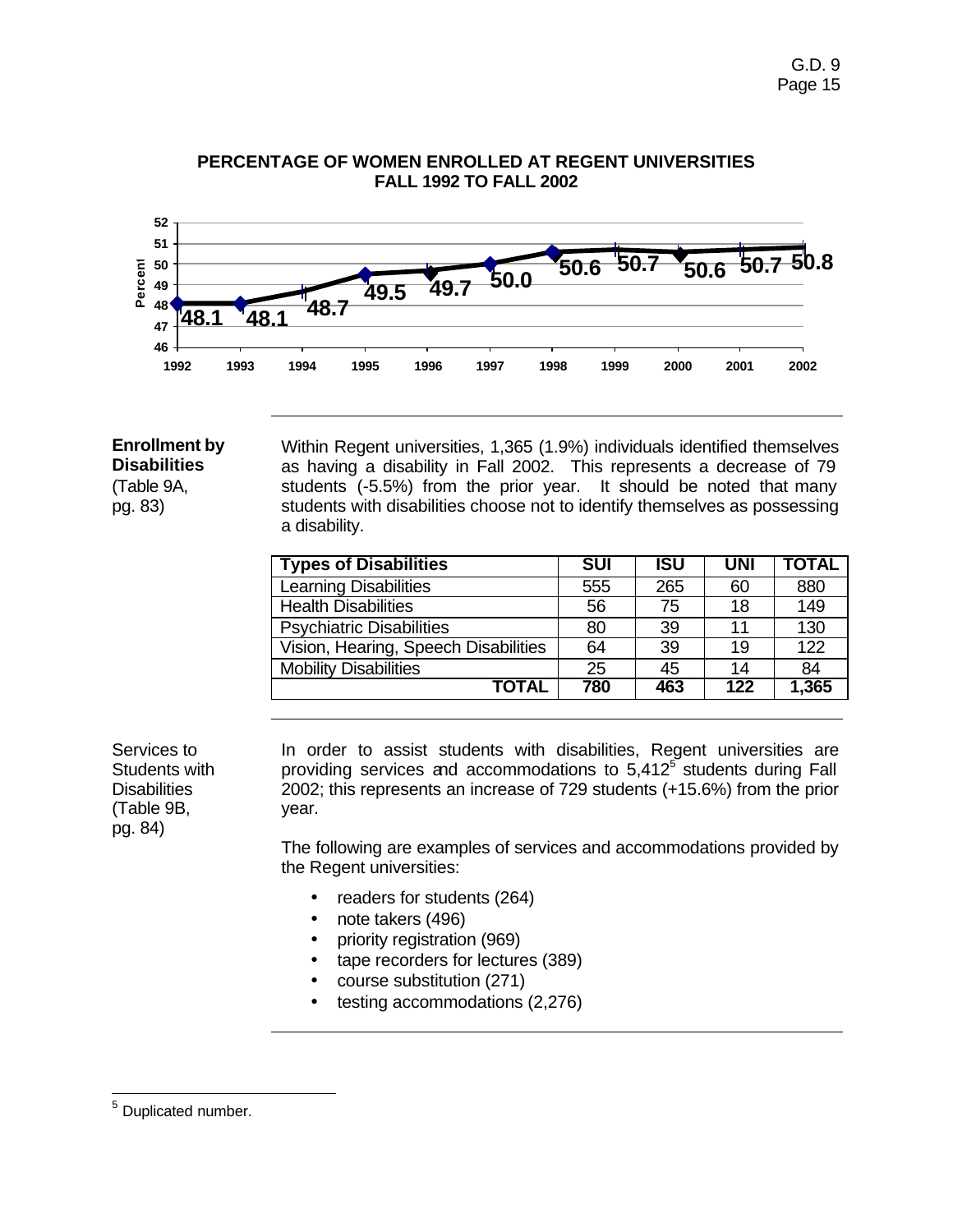**PERCENTAGE OF WOMEN ENROLLED AT REGENT UNIVERSITIES**
**FALL 1992 TO FALL 2002**

| Year | 1992 | 1993 | 1994 | 1995 | 1996 | 1997 | 1998 | 1999 | 2000 | 2001 | 2002 |
|---|---|---|---|---|---|---|---|---|---|---|---|
| Percent | 48.1 | 48.1 | 48.7 | 49.5 | 49.7 | 50.0 | 50.6 | 50.7 | 50.6 | 50.7 | 50.8 |

---

**Enrollment by Disabilities**
(Table 9A, pg. 83)

Within Regent universities, 1,365 (1.9%) individuals identified themselves as having a disability in Fall 2002. This represents a decrease of 79 students (-5.5%) from the prior year. It should be noted that many students with disabilities choose not to identify themselves as possessing a disability.

| Types of Disabilities | SUI | ISU | UNI | TOTAL |
|---|---|---|---|---|
| Learning Disabilities | 555 | 265 | 60 | 880 |
| Health Disabilities | 56 | 75 | 18 | 149 |
| Psychiatric Disabilities | 80 | 39 | 11 | 130 |
| Vision, Hearing, Speech Disabilities | 64 | 39 | 19 | 122 |
| Mobility Disabilities | 25 | 45 | 14 | 84 |
| **TOTAL** | **780** | **463** | **122** | **1,365** |

---

Services to Students with Disabilities
(Table 9B, pg. 84)

In order to assist students with disabilities, Regent universities are providing services and accommodations to 5,412[5] students during Fall 2002; this represents an increase of 729 students (+15.6%) from the prior year.

The following are examples of services and accommodations provided by the Regent universities:

- readers for students (264)
- note takers (496)
- priority registration (969)
- tape recorders for lectures (389)
- course substitution (271)
- testing accommodations (2,276)

---

[5] Duplicated number.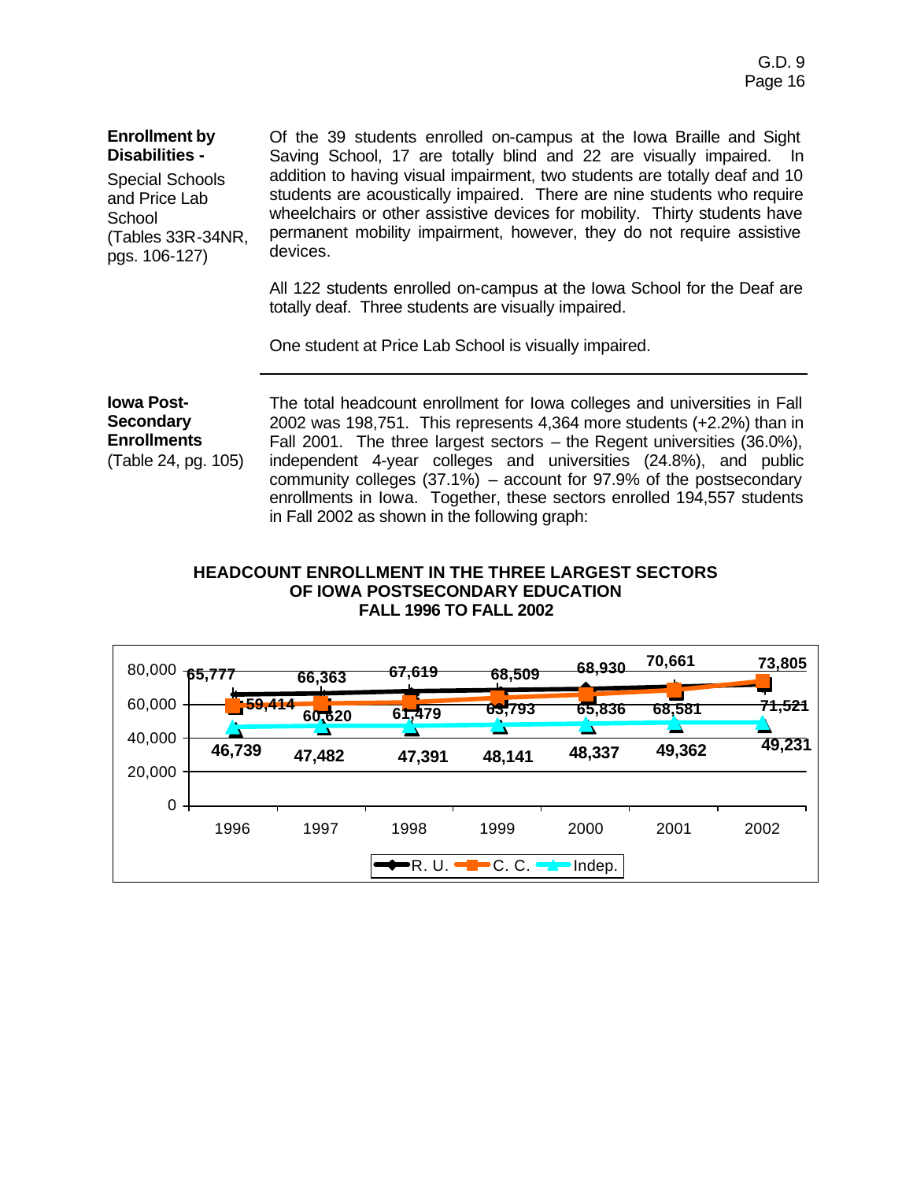**Enrollment by Disabilities -**
Special Schools and Price Lab School
(Tables 33R-34NR, pgs. 106-127)

Of the 39 students enrolled on-campus at the Iowa Braille and Sight Saving School, 17 are totally blind and 22 are visually impaired. In addition to having visual impairment, two students are totally deaf and 10 students are acoustically impaired. There are nine students who require wheelchairs or other assistive devices for mobility. Thirty students have permanent mobility impairment, however, they do not require assistive devices.

All 122 students enrolled on-campus at the Iowa School for the Deaf are totally deaf. Three students are visually impaired.

One student at Price Lab School is visually impaired.

---

**Iowa Post-Secondary Enrollments**
(Table 24, pg. 105)

The total headcount enrollment for Iowa colleges and universities in Fall 2002 was 198,751. This represents 4,364 more students (+2.2%) than in Fall 2001. The three largest sectors – the Regent universities (36.0%), independent 4-year colleges and universities (24.8%), and public community colleges (37.1%) – account for 97.9% of the postsecondary enrollments in Iowa. Together, these sectors enrolled 194,557 students in Fall 2002 as shown in the following graph:

**HEADCOUNT ENROLLMENT IN THE THREE LARGEST SECTORS OF IOWA POSTSECONDARY EDUCATION FALL 1996 TO FALL 2002**

| | 1996 | 1997 | 1998 | 1999 | 2000 | 2001 | 2002 |
|---|---|---|---|---|---|---|---|
| R. U. | 65,777 | 66,363 | 67,619 | 68,509 | 68,930 | 70,661 | 71,521 |
| C. C. | 59,414 | 60,620 | 61,479 | 63,793 | 65,836 | 68,581 | 73,805 |
| Indep. | 46,739 | 47,482 | 47,391 | 48,141 | 48,337 | 49,362 | 49,231 |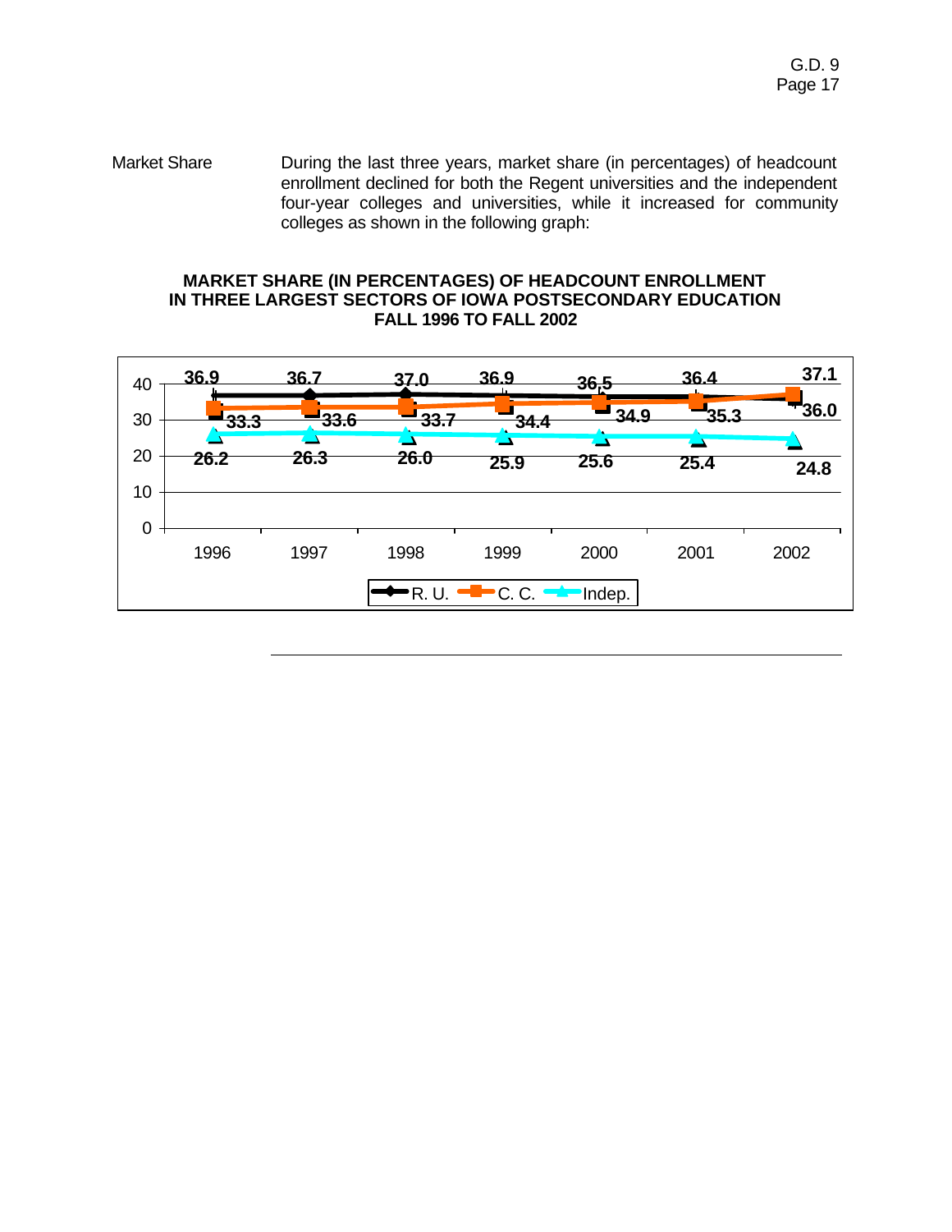Market Share

During the last three years, market share (in percentages) of headcount enrollment declined for both the Regent universities and the independent four-year colleges and universities, while it increased for community colleges as shown in the following graph:

**MARKET SHARE (IN PERCENTAGES) OF HEADCOUNT ENROLLMENT IN THREE LARGEST SECTORS OF IOWA POSTSECONDARY EDUCATION FALL 1996 TO FALL 2002**

| | 1996 | 1997 | 1998 | 1999 | 2000 | 2001 | 2002 |
|---|---|---|---|---|---|---|---|
| R. U. | 36.9 | 36.7 | 37.0 | 36.9 | 36.5 | 36.4 | 36.0 |
| C. C. | 33.3 | 33.6 | 33.7 | 34.4 | 34.9 | 35.3 | 37.1 |
| Indep. | 26.2 | 26.3 | 26.0 | 25.9 | 25.6 | 25.4 | 24.8 |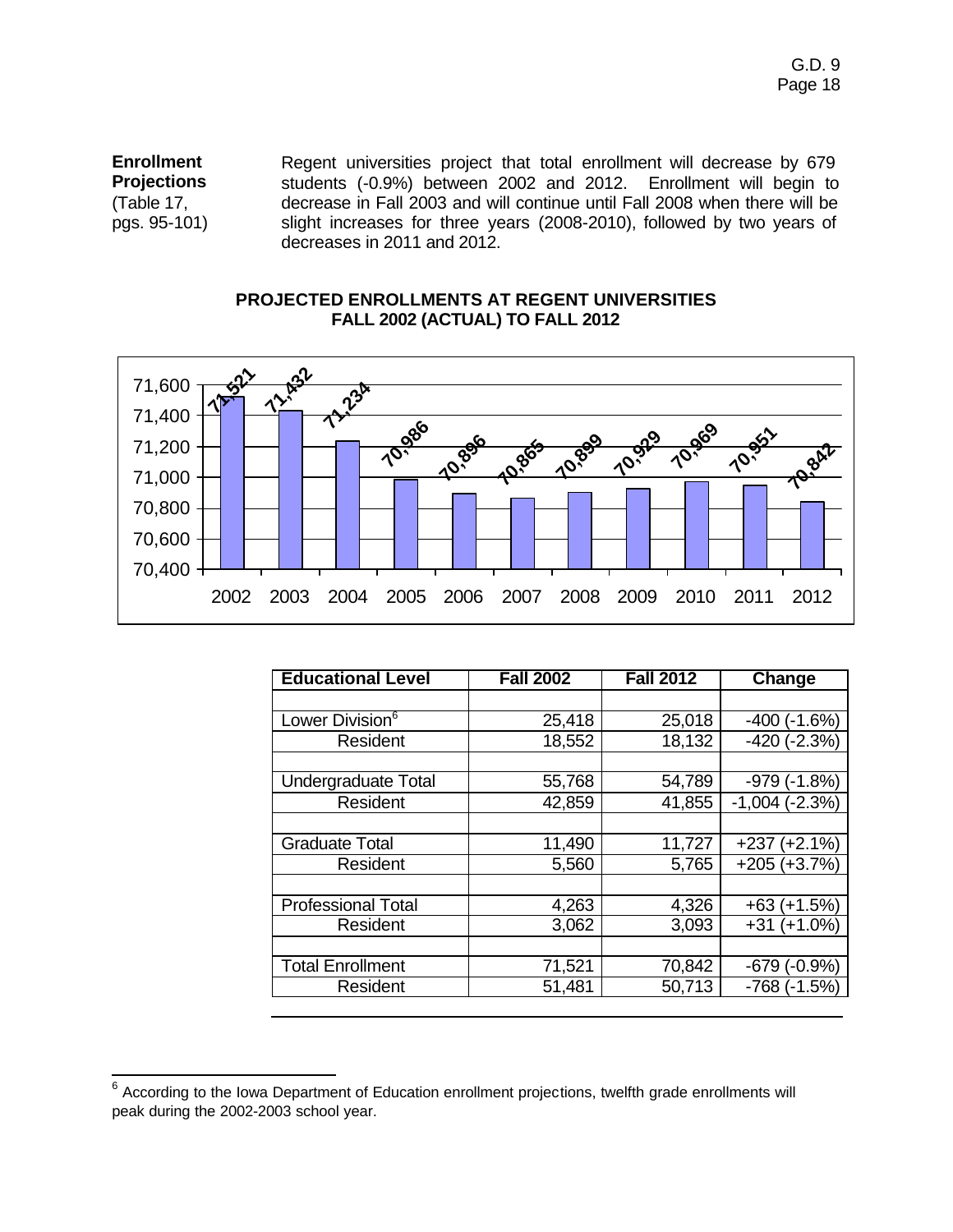**Enrollment Projections** (Table 17, pgs. 95-101)

Regent universities project that total enrollment will decrease by 679 students (-0.9%) between 2002 and 2012. Enrollment will begin to decrease in Fall 2003 and will continue until Fall 2008 when there will be slight increases for three years (2008-2010), followed by two years of decreases in 2011 and 2012.

**PROJECTED ENROLLMENTS AT REGENT UNIVERSITIES FALL 2002 (ACTUAL) TO FALL 2012**

| Year | Enrollment |
|---|---|
| 2002 | 71,521 |
| 2003 | 71,432 |
| 2004 | 71,234 |
| 2005 | 70,986 |
| 2006 | 70,896 |
| 2007 | 70,865 |
| 2008 | 70,899 |
| 2009 | 70,929 |
| 2010 | 70,969 |
| 2011 | 70,951 |
| 2012 | 70,842 |

| Educational Level | Fall 2002 | Fall 2012 | Change |
|---|---|---|---|
| Lower Division[6] | 25,418 | 25,018 | -400 (-1.6%) |
| Resident | 18,552 | 18,132 | -420 (-2.3%) |
| Undergraduate Total | 55,768 | 54,789 | -979 (-1.8%) |
| Resident | 42,859 | 41,855 | -1,004 (-2.3%) |
| Graduate Total | 11,490 | 11,727 | +237 (+2.1%) |
| Resident | 5,560 | 5,765 | +205 (+3.7%) |
| Professional Total | 4,263 | 4,326 | +63 (+1.5%) |
| Resident | 3,062 | 3,093 | +31 (+1.0%) |
| Total Enrollment | 71,521 | 70,842 | -679 (-0.9%) |
| Resident | 51,481 | 50,713 | -768 (-1.5%) |

[6] According to the Iowa Department of Education enrollment projections, twelfth grade enrollments will peak during the 2002-2003 school year.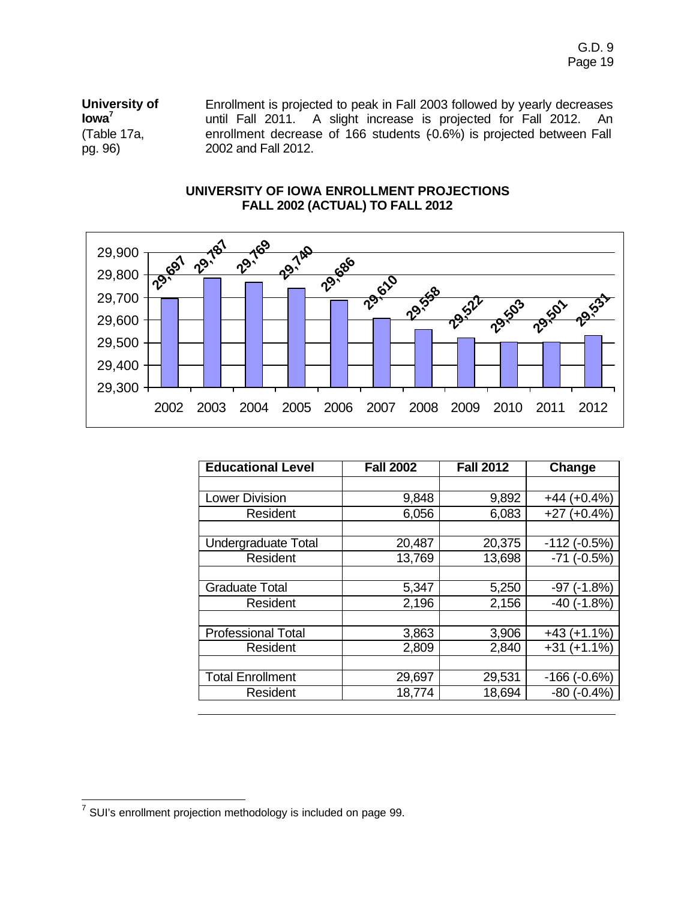**University of Iowa**[7] (Table 17a, pg. 96)

Enrollment is projected to peak in Fall 2003 followed by yearly decreases until Fall 2011. A slight increase is projected for Fall 2012. An enrollment decrease of 166 students (-0.6%) is projected between Fall 2002 and Fall 2012.

**UNIVERSITY OF IOWA ENROLLMENT PROJECTIONS**
**FALL 2002 (ACTUAL) TO FALL 2012**

| Year | Enrollment |
|---|---|
| 2002 | 29,697 |
| 2003 | 29,787 |
| 2004 | 29,769 |
| 2005 | 29,740 |
| 2006 | 29,686 |
| 2007 | 29,610 |
| 2008 | 29,558 |
| 2009 | 29,522 |
| 2010 | 29,503 |
| 2011 | 29,501 |
| 2012 | 29,531 |

| Educational Level | Fall 2002 | Fall 2012 | Change |
|---|---|---|---|
| | | | |
| Lower Division | 9,848 | 9,892 | +44 (+0.4%) |
| Resident | 6,056 | 6,083 | +27 (+0.4%) |
| | | | |
| Undergraduate Total | 20,487 | 20,375 | -112 (-0.5%) |
| Resident | 13,769 | 13,698 | -71 (-0.5%) |
| | | | |
| Graduate Total | 5,347 | 5,250 | -97 (-1.8%) |
| Resident | 2,196 | 2,156 | -40 (-1.8%) |
| | | | |
| Professional Total | 3,863 | 3,906 | +43 (+1.1%) |
| Resident | 2,809 | 2,840 | +31 (+1.1%) |
| | | | |
| Total Enrollment | 29,697 | 29,531 | -166 (-0.6%) |
| Resident | 18,774 | 18,694 | -80 (-0.4%) |

[7] SUI's enrollment projection methodology is included on page 99.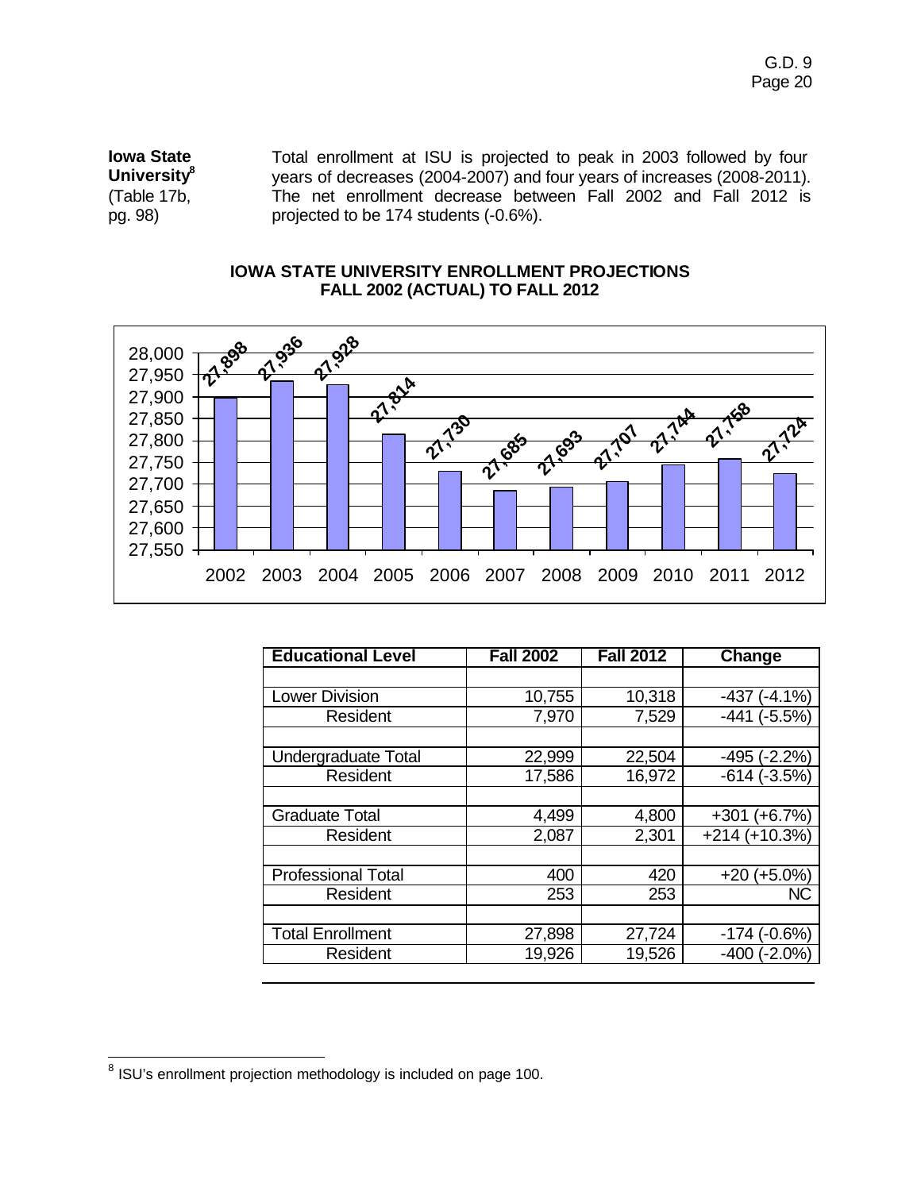**Iowa State University**[8] (Table 17b, pg. 98)

Total enrollment at ISU is projected to peak in 2003 followed by four years of decreases (2004-2007) and four years of increases (2008-2011). The net enrollment decrease between Fall 2002 and Fall 2012 is projected to be 174 students (-0.6%).

**IOWA STATE UNIVERSITY ENROLLMENT PROJECTIONS**
**FALL 2002 (ACTUAL) TO FALL 2012**

| Year | Enrollment |
|---|---|
| 2002 | 27,898 |
| 2003 | 27,936 |
| 2004 | 27,928 |
| 2005 | 27,814 |
| 2006 | 27,730 |
| 2007 | 27,685 |
| 2008 | 27,693 |
| 2009 | 27,707 |
| 2010 | 27,744 |
| 2011 | 27,758 |
| 2012 | 27,724 |

| Educational Level | Fall 2002 | Fall 2012 | Change |
|---|---|---|---|
| Lower Division | 10,755 | 10,318 | -437 (-4.1%) |
| Resident | 7,970 | 7,529 | -441 (-5.5%) |
| Undergraduate Total | 22,999 | 22,504 | -495 (-2.2%) |
| Resident | 17,586 | 16,972 | -614 (-3.5%) |
| Graduate Total | 4,499 | 4,800 | +301 (+6.7%) |
| Resident | 2,087 | 2,301 | +214 (+10.3%) |
| Professional Total | 400 | 420 | +20 (+5.0%) |
| Resident | 253 | 253 | NC |
| Total Enrollment | 27,898 | 27,724 | -174 (-0.6%) |
| Resident | 19,926 | 19,526 | -400 (-2.0%) |

[8] ISU's enrollment projection methodology is included on page 100.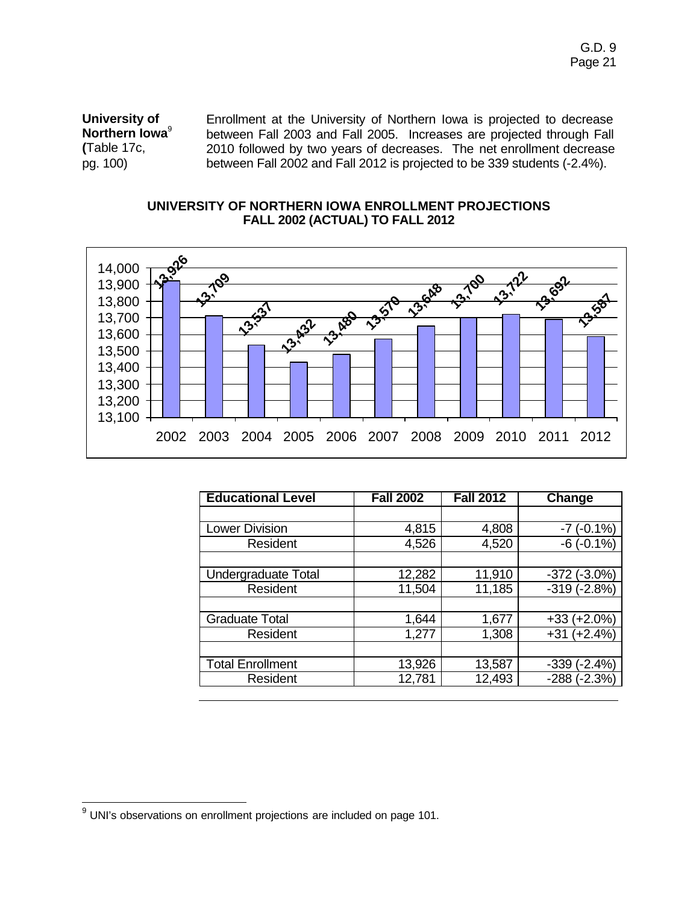**University of Northern Iowa**[9] **(**Table 17c, pg. 100)

Enrollment at the University of Northern Iowa is projected to decrease between Fall 2003 and Fall 2005. Increases are projected through Fall 2010 followed by two years of decreases. The net enrollment decrease between Fall 2002 and Fall 2012 is projected to be 339 students (-2.4%).

**UNIVERSITY OF NORTHERN IOWA ENROLLMENT PROJECTIONS FALL 2002 (ACTUAL) TO FALL 2012**

| Year | Enrollment |
|---|---|
| 2002 | 13,926 |
| 2003 | 13,709 |
| 2004 | 13,537 |
| 2005 | 13,432 |
| 2006 | 13,480 |
| 2007 | 13,570 |
| 2008 | 13,648 |
| 2009 | 13,700 |
| 2010 | 13,722 |
| 2011 | 13,692 |
| 2012 | 13,587 |

| Educational Level | Fall 2002 | Fall 2012 | Change |
|---|---|---|---|
| | | | |
| Lower Division | 4,815 | 4,808 | -7 (-0.1%) |
| Resident | 4,526 | 4,520 | -6 (-0.1%) |
| | | | |
| Undergraduate Total | 12,282 | 11,910 | -372 (-3.0%) |
| Resident | 11,504 | 11,185 | -319 (-2.8%) |
| | | | |
| Graduate Total | 1,644 | 1,677 | +33 (+2.0%) |
| Resident | 1,277 | 1,308 | +31 (+2.4%) |
| | | | |
| Total Enrollment | 13,926 | 13,587 | -339 (-2.4%) |
| Resident | 12,781 | 12,493 | -288 (-2.3%) |

[9] UNI's observations on enrollment projections are included on page 101.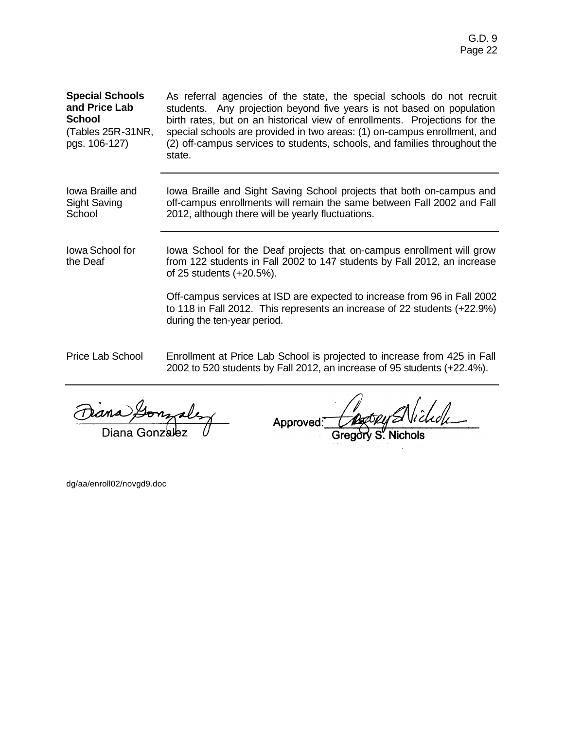**Special Schools and Price Lab School**
(Tables 25R-31NR, pgs. 106-127)

As referral agencies of the state, the special schools do not recruit students. Any projection beyond five years is not based on population birth rates, but on an historical view of enrollments. Projections for the special schools are provided in two areas: (1) on-campus enrollment, and (2) off-campus services to students, schools, and families throughout the state.

---

Iowa Braille and Sight Saving School

Iowa Braille and Sight Saving School projects that both on-campus and off-campus enrollments will remain the same between Fall 2002 and Fall 2012, although there will be yearly fluctuations.

---

Iowa School for the Deaf

Iowa School for the Deaf projects that on-campus enrollment will grow from 122 students in Fall 2002 to 147 students by Fall 2012, an increase of 25 students (+20.5%).

Off-campus services at ISD are expected to increase from 96 in Fall 2002 to 118 in Fall 2012. This represents an increase of 22 students (+22.9%) during the ten-year period.

---

Price Lab School

Enrollment at Price Lab School is projected to increase from 425 in Fall 2002 to 520 students by Fall 2012, an increase of 95 students (+22.4%).

---

Diana Gonzalez

Approved: Gregory S. Nichols

dg/aa/enroll02/novgd9.doc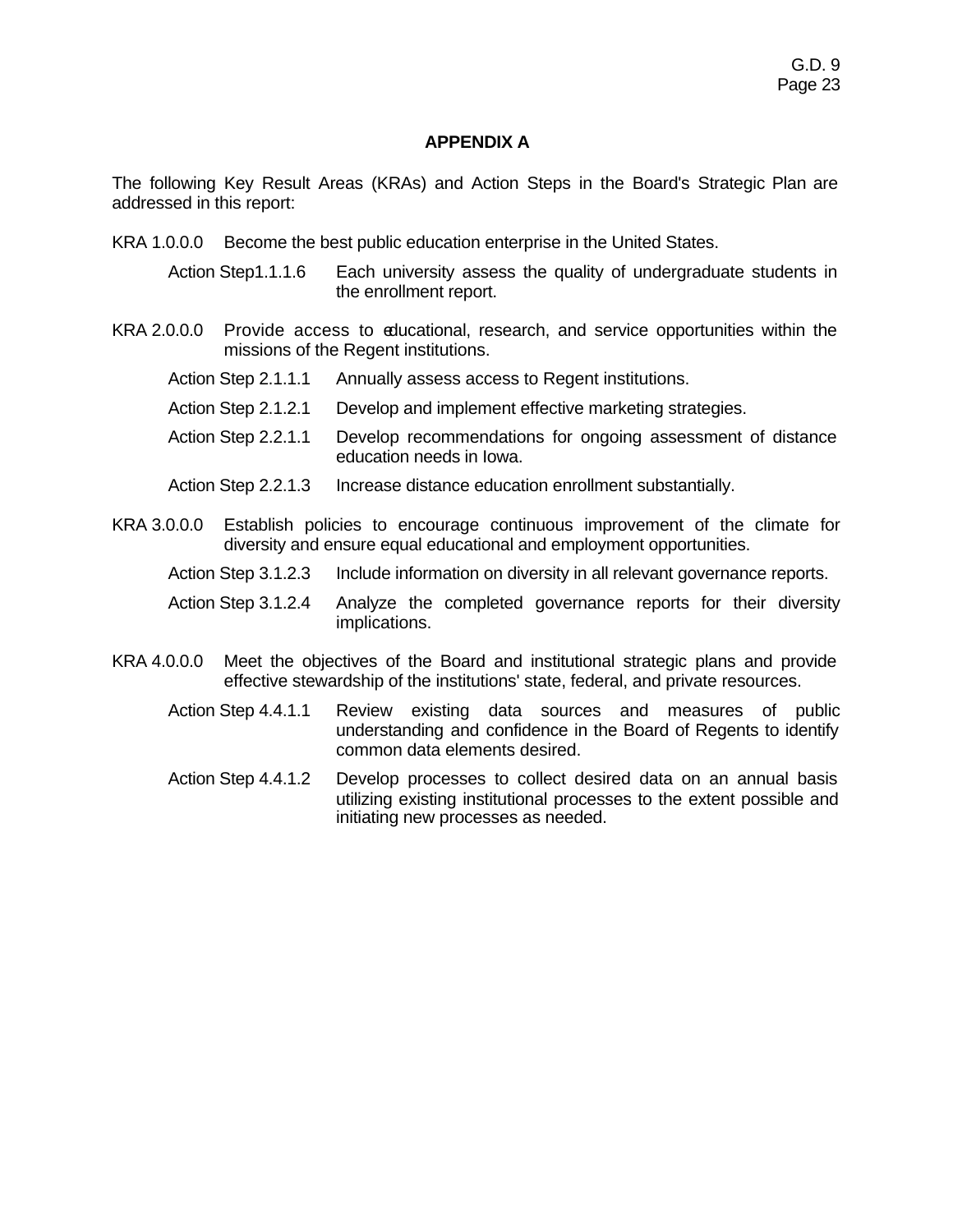## APPENDIX A

The following Key Result Areas (KRAs) and Action Steps in the Board's Strategic Plan are addressed in this report:

KRA 1.0.0.0 Become the best public education enterprise in the United States.

- Action Step1.1.1.6 Each university assess the quality of undergraduate students in the enrollment report.

KRA 2.0.0.0 Provide access to educational, research, and service opportunities within the missions of the Regent institutions.

- Action Step 2.1.1.1 Annually assess access to Regent institutions.
- Action Step 2.1.2.1 Develop and implement effective marketing strategies.
- Action Step 2.2.1.1 Develop recommendations for ongoing assessment of distance education needs in Iowa.
- Action Step 2.2.1.3 Increase distance education enrollment substantially.

KRA 3.0.0.0 Establish policies to encourage continuous improvement of the climate for diversity and ensure equal educational and employment opportunities.

- Action Step 3.1.2.3 Include information on diversity in all relevant governance reports.
- Action Step 3.1.2.4 Analyze the completed governance reports for their diversity implications.

KRA 4.0.0.0 Meet the objectives of the Board and institutional strategic plans and provide effective stewardship of the institutions' state, federal, and private resources.

- Action Step 4.4.1.1 Review existing data sources and measures of public understanding and confidence in the Board of Regents to identify common data elements desired.
- Action Step 4.4.1.2 Develop processes to collect desired data on an annual basis utilizing existing institutional processes to the extent possible and initiating new processes as needed.